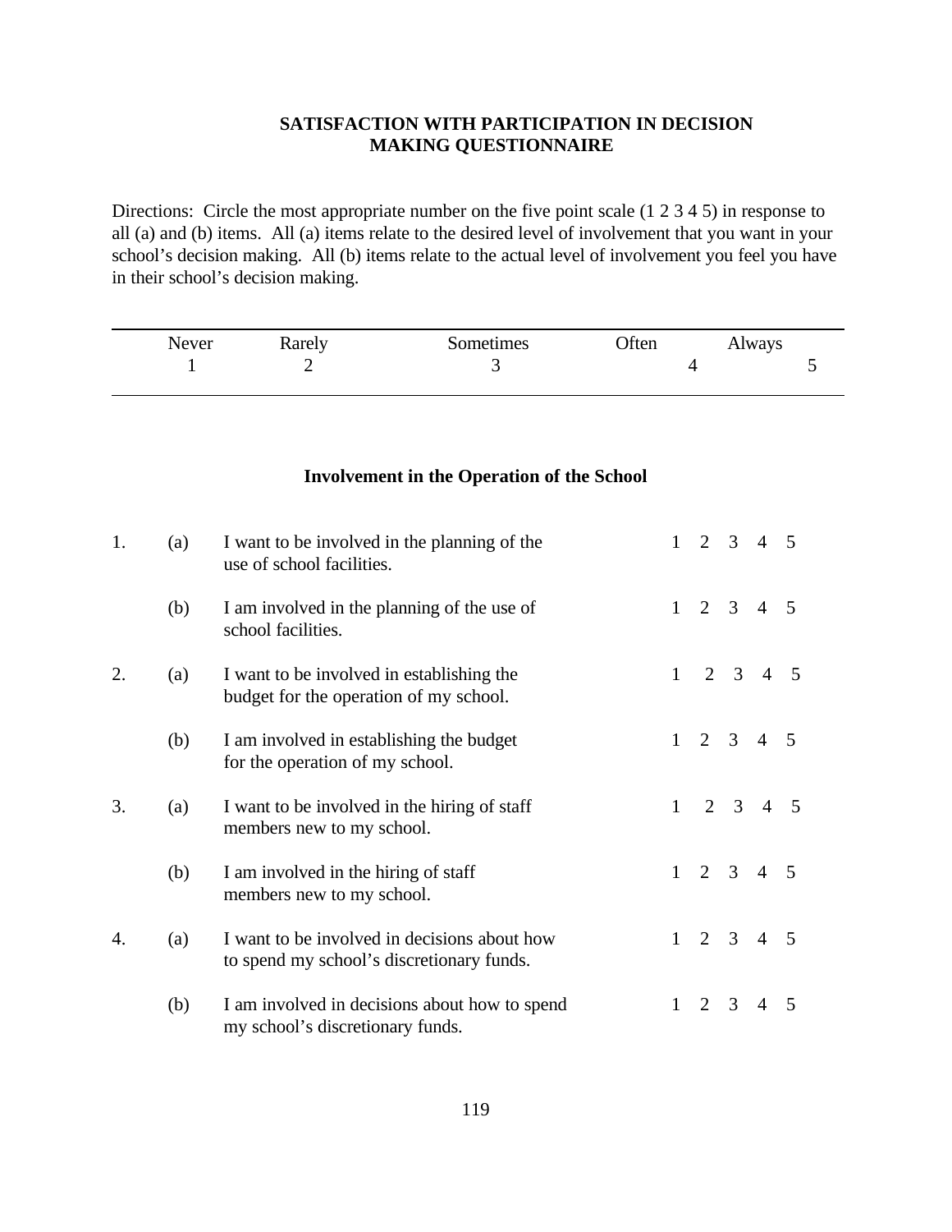# SATISFACTION WITH PARTICIPATION IN DECISION MAKING QUESTIONNAIRE

Directions: Circle the most appropriate number on the five point scale (1 2 3 4 5) in response to all (a) and (b) items. All (a) items relate to the desired level of involvement that you want in your school's decision making. All (b) items relate to the actual level of involvement you feel you have in their school's decision making.

| Never | Rarely | Sometimes | Often | Always |
|---|---|---|---|---|
| 1 | 2 | 3 | 4 | 5 |

## Involvement in the Operation of the School

1. (a) I want to be involved in the planning of the use of school facilities. 1 2 3 4 5

   (b) I am involved in the planning of the use of school facilities. 1 2 3 4 5

2. (a) I want to be involved in establishing the budget for the operation of my school. 1 2 3 4 5

   (b) I am involved in establishing the budget for the operation of my school. 1 2 3 4 5

3. (a) I want to be involved in the hiring of staff members new to my school. 1 2 3 4 5

   (b) I am involved in the hiring of staff members new to my school. 1 2 3 4 5

4. (a) I want to be involved in decisions about how to spend my school's discretionary funds. 1 2 3 4 5

   (b) I am involved in decisions about how to spend my school's discretionary funds. 1 2 3 4 5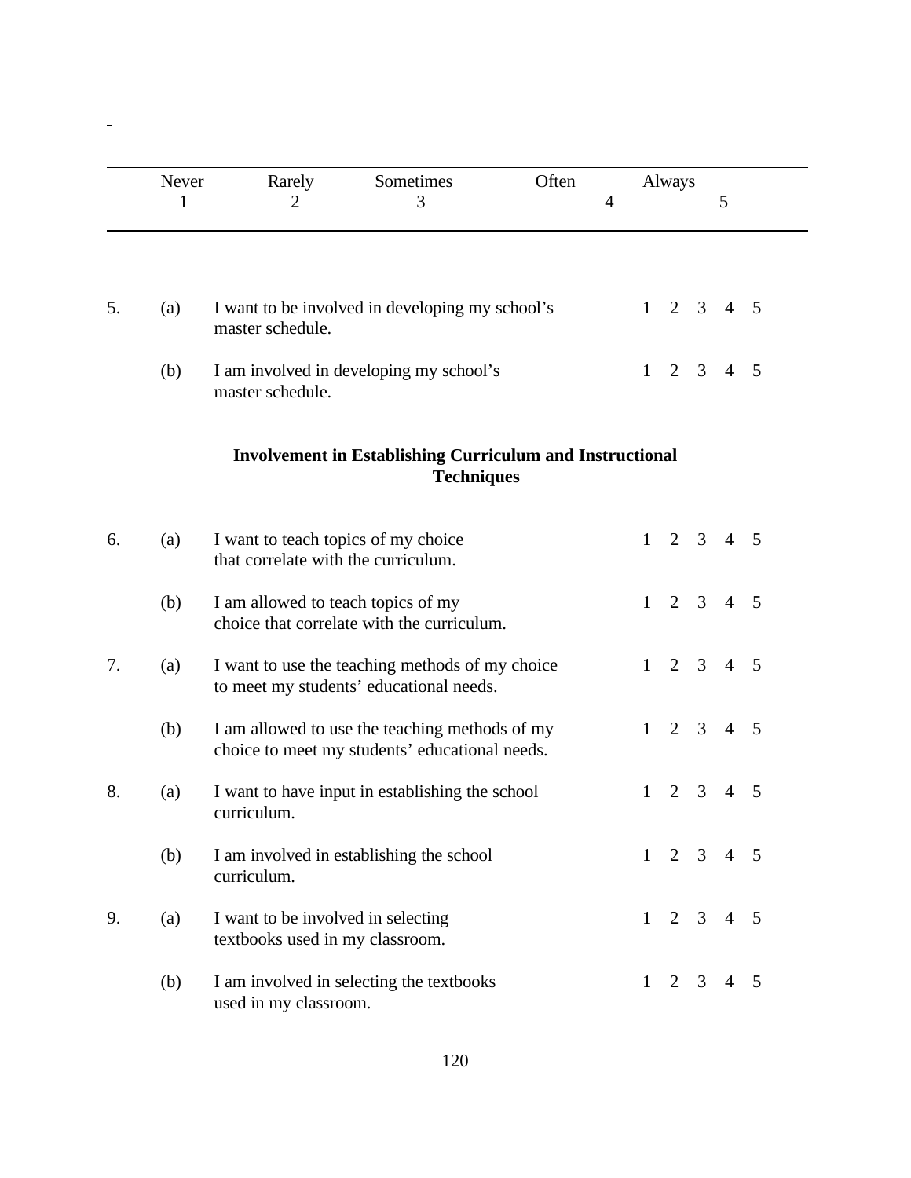| Never | Rarely | Sometimes | Often | Always |
|---|---|---|---|---|
| 1 | 2 | 3 | 4 | 5 |

5. (a) I want to be involved in developing my school's master schedule. 1 2 3 4 5

   (b) I am involved in developing my school's master schedule. 1 2 3 4 5

**Involvement in Establishing Curriculum and Instructional Techniques**

6. (a) I want to teach topics of my choice that correlate with the curriculum. 1 2 3 4 5

   (b) I am allowed to teach topics of my choice that correlate with the curriculum. 1 2 3 4 5

7. (a) I want to use the teaching methods of my choice to meet my students' educational needs. 1 2 3 4 5

   (b) I am allowed to use the teaching methods of my choice to meet my students' educational needs. 1 2 3 4 5

8. (a) I want to have input in establishing the school curriculum. 1 2 3 4 5

   (b) I am involved in establishing the school curriculum. 1 2 3 4 5

9. (a) I want to be involved in selecting textbooks used in my classroom. 1 2 3 4 5

   (b) I am involved in selecting the textbooks used in my classroom. 1 2 3 4 5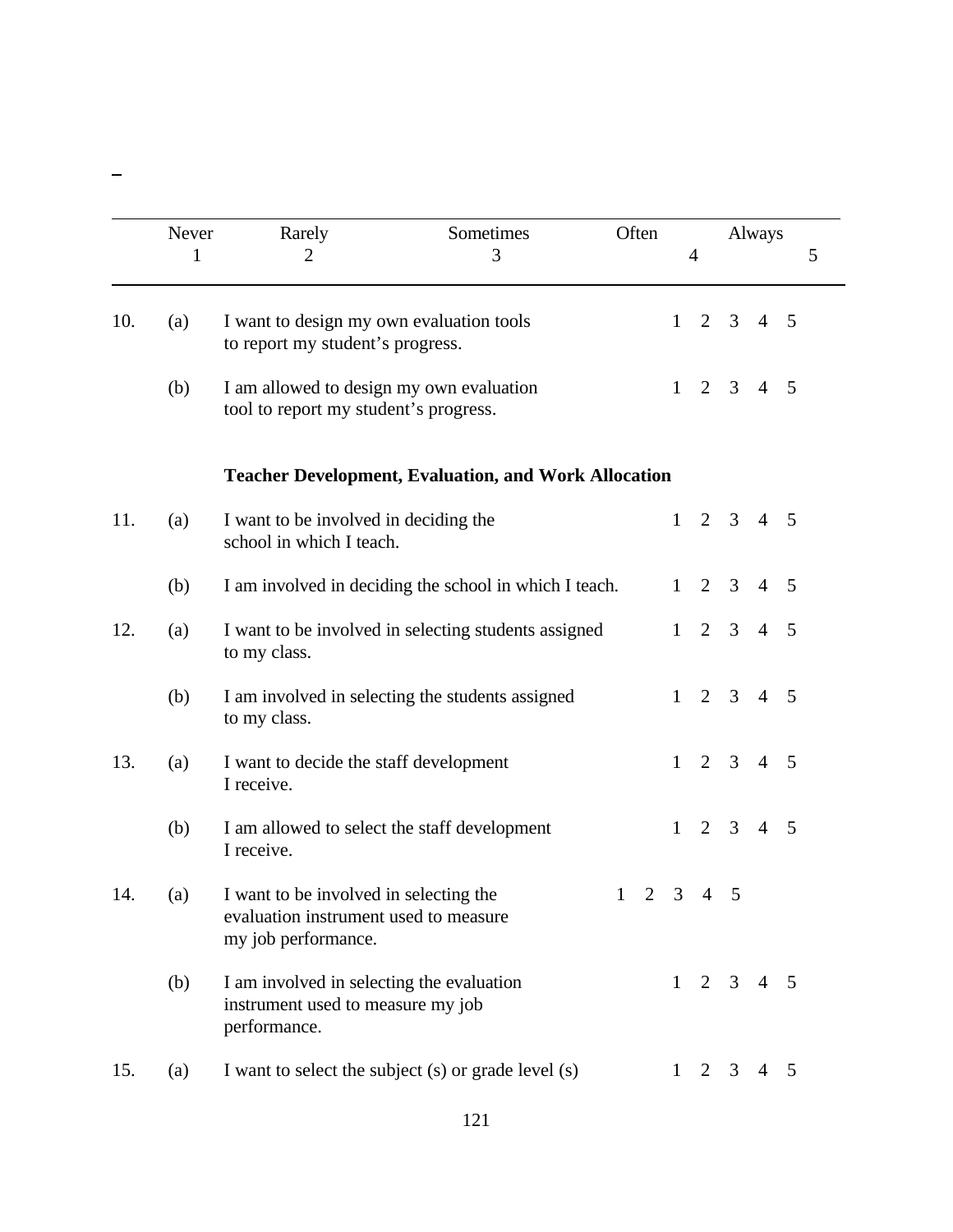| | Never 1 | Rarely 2 | Sometimes 3 | Often 4 | Always 5 |
|---|---|---|---|---|---|

10. (a) I want to design my own evaluation tools to report my student's progress. 1 2 3 4 5

(b) I am allowed to design my own evaluation tool to report my student's progress. 1 2 3 4 5

**Teacher Development, Evaluation, and Work Allocation**

11. (a) I want to be involved in deciding the school in which I teach. 1 2 3 4 5

(b) I am involved in deciding the school in which I teach. 1 2 3 4 5

12. (a) I want to be involved in selecting students assigned to my class. 1 2 3 4 5

(b) I am involved in selecting the students assigned to my class. 1 2 3 4 5

13. (a) I want to decide the staff development I receive. 1 2 3 4 5

(b) I am allowed to select the staff development I receive. 1 2 3 4 5

14. (a) I want to be involved in selecting the evaluation instrument used to measure my job performance. 1 2 3 4 5

(b) I am involved in selecting the evaluation instrument used to measure my job performance. 1 2 3 4 5

15. (a) I want to select the subject (s) or grade level (s) 1 2 3 4 5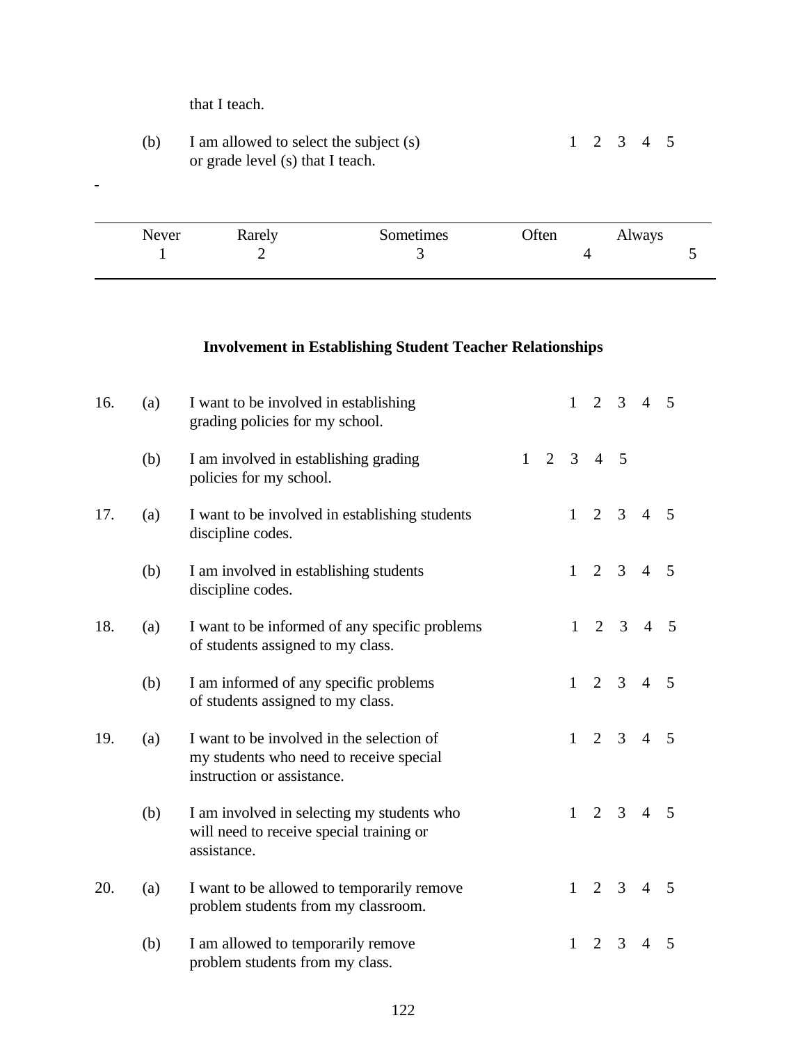that I teach.

| | | | |
|---|---|---|---|
| | (b) | I am allowed to select the subject (s) or grade level (s) that I teach. | 1 2 3 4 5 |

| Never | Rarely | Sometimes | Often | Always |
|---|---|---|---|---|
| 1 | 2 | 3 | 4 | 5 |

### Involvement in Establishing Student Teacher Relationships

| | | | |
|---|---|---|---|
| 16. | (a) | I want to be involved in establishing grading policies for my school. | 1 2 3 4 5 |
| | (b) | I am involved in establishing grading policies for my school. | 1 2 3 4 5 |
| 17. | (a) | I want to be involved in establishing students discipline codes. | 1 2 3 4 5 |
| | (b) | I am involved in establishing students discipline codes. | 1 2 3 4 5 |
| 18. | (a) | I want to be informed of any specific problems of students assigned to my class. | 1 2 3 4 5 |
| | (b) | I am informed of any specific problems of students assigned to my class. | 1 2 3 4 5 |
| 19. | (a) | I want to be involved in the selection of my students who need to receive special instruction or assistance. | 1 2 3 4 5 |
| | (b) | I am involved in selecting my students who will need to receive special training or assistance. | 1 2 3 4 5 |
| 20. | (a) | I want to be allowed to temporarily remove problem students from my classroom. | 1 2 3 4 5 |
| | (b) | I am allowed to temporarily remove problem students from my class. | 1 2 3 4 5 |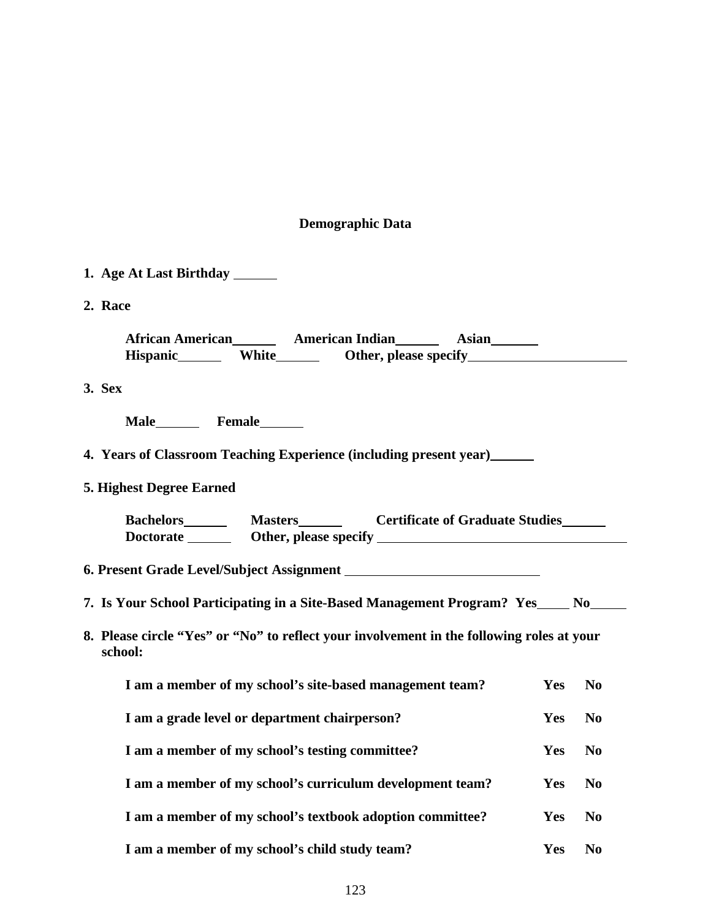## Demographic Data

**1. Age At Last Birthday** ______

**2. Race**

**African American**______ **American Indian**______ **Asian**______
**Hispanic**______ **White**______ **Other, please specify**______________________

**3. Sex**

**Male**______ **Female**______

**4. Years of Classroom Teaching Experience (including present year)**______

**5. Highest Degree Earned**

**Bachelors**______ **Masters**______ **Certificate of Graduate Studies**______
**Doctorate** ______ **Other, please specify** __________________________________

**6. Present Grade Level/Subject Assignment** ___________________________

**7. Is Your School Participating in a Site-Based Management Program? Yes**_____ **No**_____

**8. Please circle "Yes" or "No" to reflect your involvement in the following roles at your school:**

| | | |
|---|---|---|
| **I am a member of my school's site-based management team?** | **Yes** | **No** |
| **I am a grade level or department chairperson?** | **Yes** | **No** |
| **I am a member of my school's testing committee?** | **Yes** | **No** |
| **I am a member of my school's curriculum development team?** | **Yes** | **No** |
| **I am a member of my school's textbook adoption committee?** | **Yes** | **No** |
| **I am a member of my school's child study team?** | **Yes** | **No** |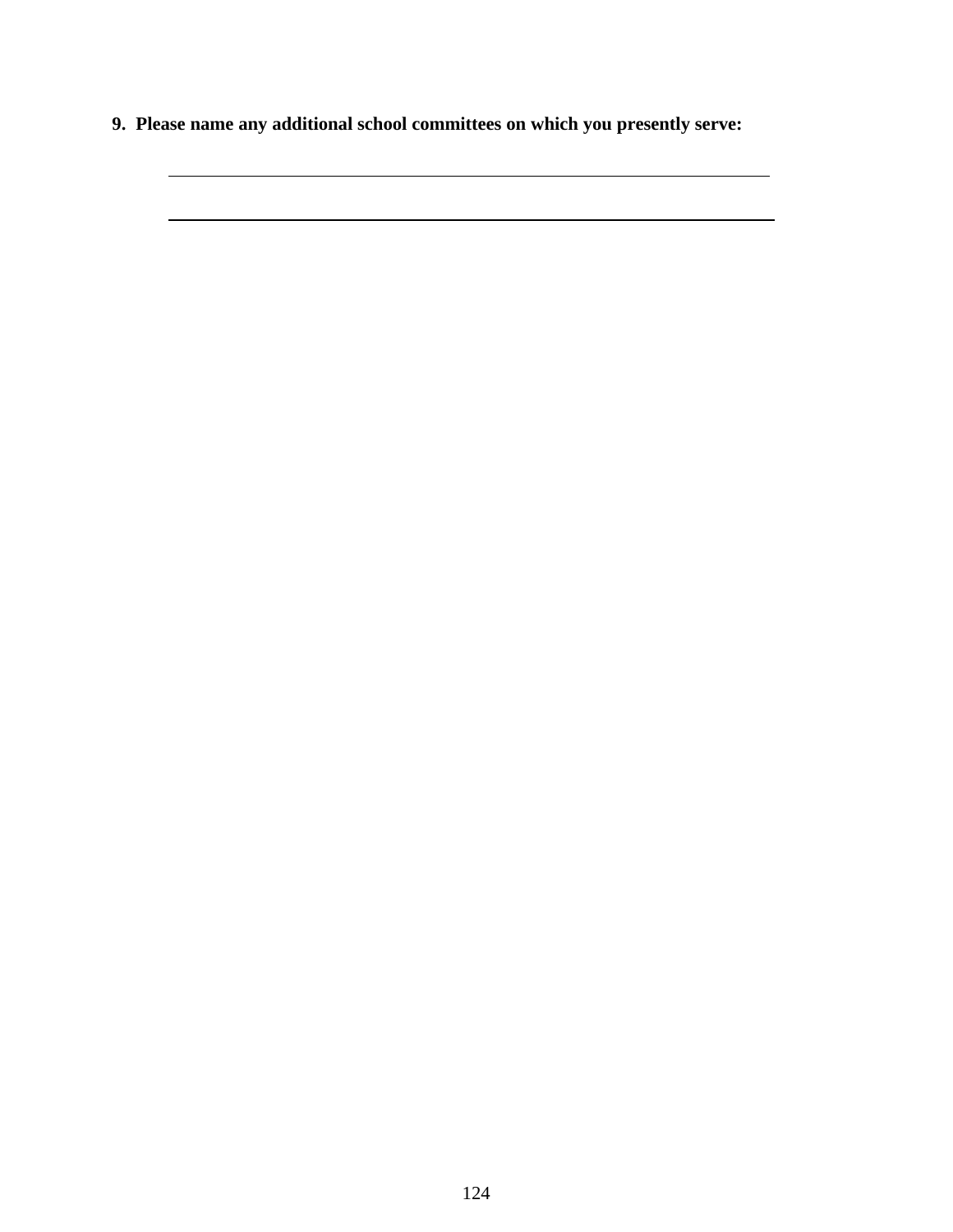**9. Please name any additional school committees on which you presently serve:**

\_\_\_\_\_\_\_\_\_\_\_\_\_\_\_\_\_\_\_\_\_\_\_\_\_\_\_\_\_\_\_\_\_\_\_\_\_\_\_\_\_\_\_\_\_\_\_\_\_\_\_\_\_\_\_\_\_\_\_\_

\_\_\_\_\_\_\_\_\_\_\_\_\_\_\_\_\_\_\_\_\_\_\_\_\_\_\_\_\_\_\_\_\_\_\_\_\_\_\_\_\_\_\_\_\_\_\_\_\_\_\_\_\_\_\_\_\_\_\_\_